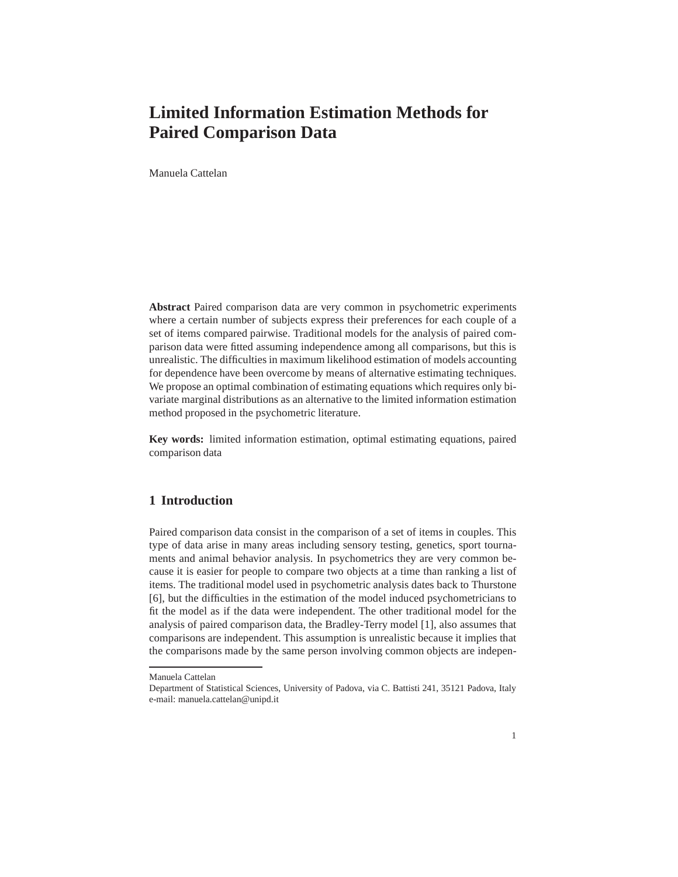# Limited Information Estimation Methods for Paired Comparison Data

Manuela Cattelan

**Abstract** Paired comparison data are very common in psychometric experiments where a certain number of subjects express their preferences for each couple of a set of items compared pairwise. Traditional models for the analysis of paired comparison data were fitted assuming independence among all comparisons, but this is unrealistic. The difficulties in maximum likelihood estimation of models accounting for dependence have been overcome by means of alternative estimating techniques. We propose an optimal combination of estimating equations which requires only bivariate marginal distributions as an alternative to the limited information estimation method proposed in the psychometric literature.

**Key words:** limited information estimation, optimal estimating equations, paired comparison data

## 1 Introduction

Paired comparison data consist in the comparison of a set of items in couples. This type of data arise in many areas including sensory testing, genetics, sport tournaments and animal behavior analysis. In psychometrics they are very common because it is easier for people to compare two objects at a time than ranking a list of items. The traditional model used in psychometric analysis dates back to Thurstone [6], but the difficulties in the estimation of the model induced psychometricians to fit the model as if the data were independent. The other traditional model for the analysis of paired comparison data, the Bradley-Terry model [1], also assumes that comparisons are independent. This assumption is unrealistic because it implies that the comparisons made by the same person involving common objects are indepen-

---

Manuela Cattelan
Department of Statistical Sciences, University of Padova, via C. Battisti 241, 35121 Padova, Italy
e-mail: manuela.cattelan@unipd.it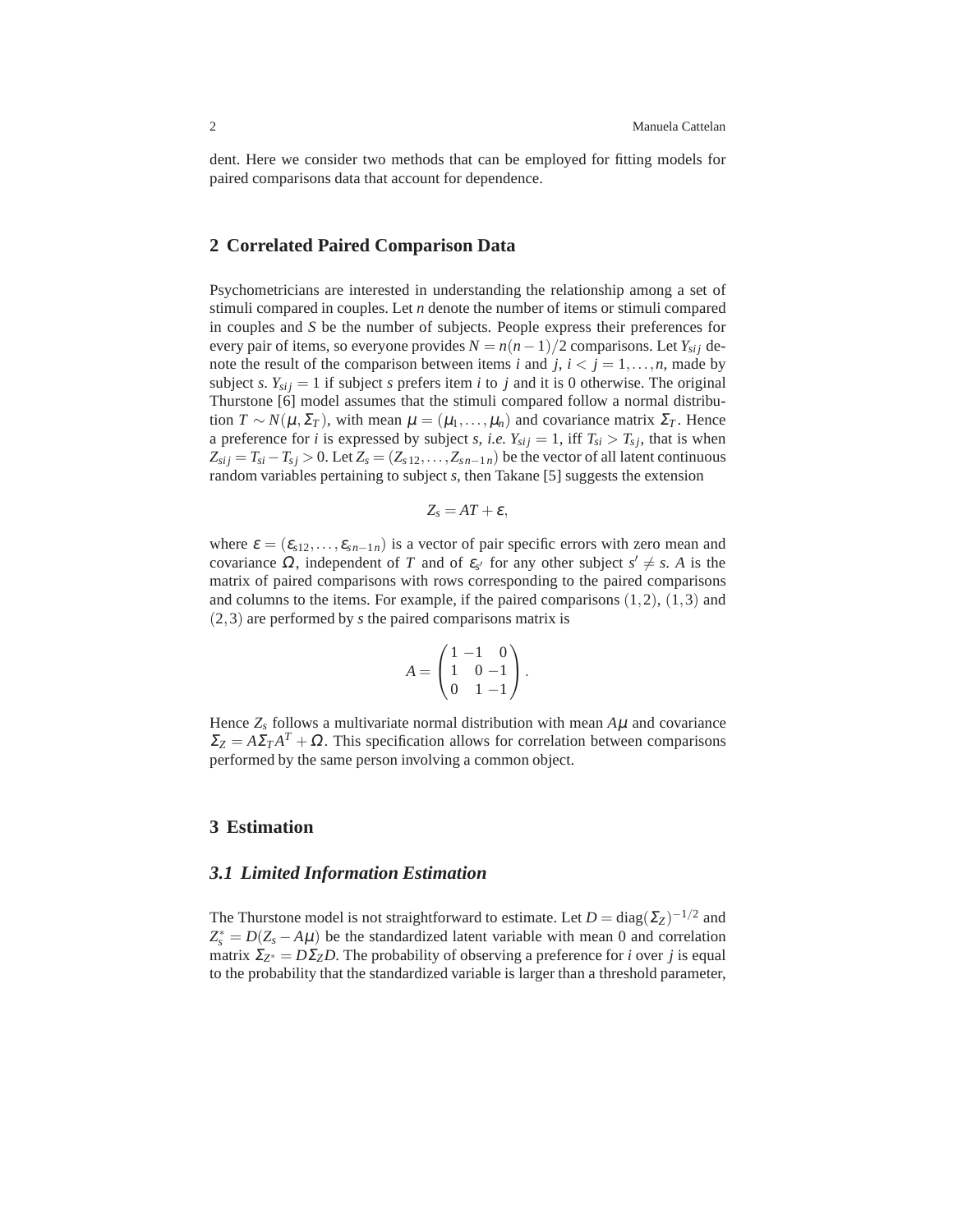dent. Here we consider two methods that can be employed for fitting models for paired comparisons data that account for dependence.

## 2 Correlated Paired Comparison Data

Psychometricians are interested in understanding the relationship among a set of stimuli compared in couples. Let $n$ denote the number of items or stimuli compared in couples and $S$ be the number of subjects. People express their preferences for every pair of items, so everyone provides $N = n(n-1)/2$ comparisons. Let $Y_{sij}$ denote the result of the comparison between items $i$ and $j$, $i < j = 1, \ldots, n$, made by subject $s$. $Y_{sij} = 1$ if subject $s$ prefers item $i$ to $j$ and it is 0 otherwise. The original Thurstone [6] model assumes that the stimuli compared follow a normal distribution $T \sim N(\mu, \Sigma_T)$, with mean $\mu = (\mu_1, \ldots, \mu_n)$ and covariance matrix $\Sigma_T$. Hence a preference for $i$ is expressed by subject $s$, *i.e.* $Y_{sij} = 1$, iff $T_{si} > T_{sj}$, that is when $Z_{sij} = T_{si} - T_{sj} > 0$. Let $Z_s = (Z_{s12}, \ldots, Z_{sn-1n})$ be the vector of all latent continuous random variables pertaining to subject $s$, then Takane [5] suggests the extension

$$Z_s = AT + \varepsilon,$$

where $\varepsilon = (\varepsilon_{s12}, \ldots, \varepsilon_{sn-1n})$ is a vector of pair specific errors with zero mean and covariance $\Omega$, independent of $T$ and of $\varepsilon_{s'}$ for any other subject $s' \neq s$. $A$ is the matrix of paired comparisons with rows corresponding to the paired comparisons and columns to the items. For example, if the paired comparisons $(1,2)$, $(1,3)$ and $(2,3)$ are performed by $s$ the paired comparisons matrix is

$$A = \begin{pmatrix} 1 & -1 & 0 \\ 1 & 0 & -1 \\ 0 & 1 & -1 \end{pmatrix}.$$

Hence $Z_s$ follows a multivariate normal distribution with mean $A\mu$ and covariance $\Sigma_Z = A\Sigma_T A^T + \Omega$. This specification allows for correlation between comparisons performed by the same person involving a common object.

## 3 Estimation

### 3.1 Limited Information Estimation

The Thurstone model is not straightforward to estimate. Let $D = \text{diag}(\Sigma_Z)^{-1/2}$ and $Z_s^* = D(Z_s - A\mu)$ be the standardized latent variable with mean 0 and correlation matrix $\Sigma_{Z^*} = D\Sigma_Z D$. The probability of observing a preference for $i$ over $j$ is equal to the probability that the standardized variable is larger than a threshold parameter,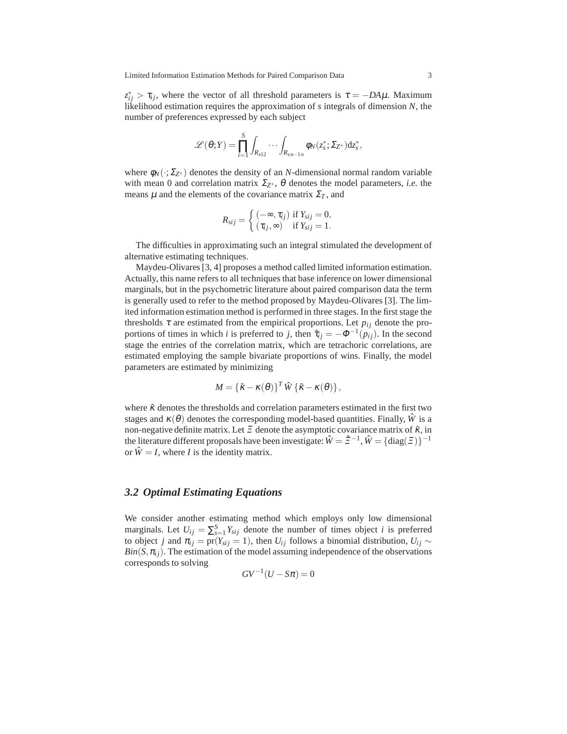$z^*_{ij} > \tau_{ij}$, where the vector of all threshold parameters is $\tau = -DA\mu$. Maximum likelihood estimation requires the approximation of $s$ integrals of dimension $N$, the number of preferences expressed by each subject

$$\mathscr{L}(\theta;Y) = \prod_{i=1}^{S} \int_{R_{s12}} \cdots \int_{R_{sn-1n}} \phi_N(z^*_s; \Sigma_{Z^*}) \mathrm{d}z^*_s,$$

where $\phi_N(\cdot;\Sigma_{Z^*})$ denotes the density of an $N$-dimensional normal random variable with mean 0 and correlation matrix $\Sigma_{Z^*}$, $\theta$ denotes the model parameters, *i.e.* the means $\mu$ and the elements of the covariance matrix $\Sigma_T$, and

$$R_{sij} = \begin{cases} (-\infty, \tau_{ij}) & \text{if } Y_{sij} = 0, \\ (\tau_{ij}, \infty) & \text{if } Y_{sij} = 1. \end{cases}$$

The difficulties in approximating such an integral stimulated the development of alternative estimating techniques.

Maydeu-Olivares [3, 4] proposes a method called limited information estimation. Actually, this name refers to all techniques that base inference on lower dimensional marginals, but in the psychometric literature about paired comparison data the term is generally used to refer to the method proposed by Maydeu-Olivares [3]. The limited information estimation method is performed in three stages. In the first stage the thresholds $\tau$ are estimated from the empirical proportions. Let $p_{ij}$ denote the proportions of times in which $i$ is preferred to $j$, then $\hat{\tau}_{ij} = -\Phi^{-1}(p_{ij})$. In the second stage the entries of the correlation matrix, which are tetrachoric correlations, are estimated employing the sample bivariate proportions of wins. Finally, the model parameters are estimated by minimizing

$$M = \{\tilde{\kappa} - \kappa(\theta)\}^T \hat{W} \{\tilde{\kappa} - \kappa(\theta)\},$$

where $\tilde{\kappa}$ denotes the thresholds and correlation parameters estimated in the first two stages and $\kappa(\theta)$ denotes the corresponding model-based quantities. Finally, $\hat{W}$ is a non-negative definite matrix. Let $\Xi$ denote the asymptotic covariance matrix of $\tilde{\kappa}$, in the literature different proposals have been investigate: $\hat{W} = \hat{\Xi}^{-1}$, $\hat{W} = \{\mathrm{diag}(\Xi)\}^{-1}$ or $\hat{W} = I$, where $I$ is the identity matrix.

### 3.2 Optimal Estimating Equations

We consider another estimating method which employs only low dimensional marginals. Let $U_{ij} = \sum_{s=1}^{S} Y_{sij}$ denote the number of times object $i$ is preferred to object $j$ and $\pi_{ij} = \mathrm{pr}(Y_{sij} = 1)$, then $U_{ij}$ follows a binomial distribution, $U_{ij} \sim Bin(S, \pi_{ij})$. The estimation of the model assuming independence of the observations corresponds to solving

$$GV^{-1}(U - S\pi) = 0$$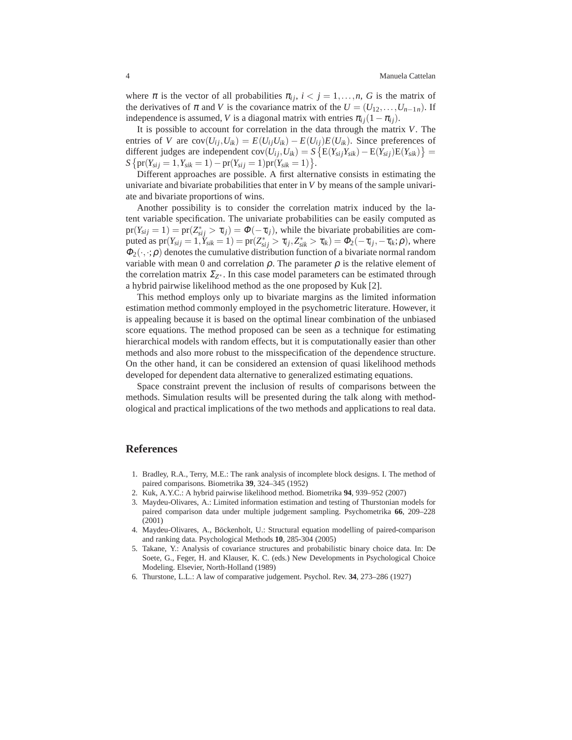where $\pi$ is the vector of all probabilities $\pi_{ij}$, $i < j = 1, \ldots, n$, $G$ is the matrix of the derivatives of $\pi$ and $V$ is the covariance matrix of the $U = (U_{12}, \ldots, U_{n-1\,n})$. If independence is assumed, $V$ is a diagonal matrix with entries $\pi_{ij}(1 - \pi_{ij})$.

It is possible to account for correlation in the data through the matrix $V$. The entries of $V$ are $\text{cov}(U_{ij}, U_{ik}) = E(U_{ij}U_{ik}) - E(U_{ij})E(U_{ik})$. Since preferences of different judges are independent $\text{cov}(U_{ij}, U_{ik}) = S\left\{\text{E}(Y_{sij}Y_{sik}) - \text{E}(Y_{sij})\text{E}(Y_{sik})\right\} = S\left\{\text{pr}(Y_{sij} = 1, Y_{sik} = 1) - \text{pr}(Y_{sij} = 1)\text{pr}(Y_{sik} = 1)\right\}$.

Different approaches are possible. A first alternative consists in estimating the univariate and bivariate probabilities that enter in $V$ by means of the sample univariate and bivariate proportions of wins.

Another possibility is to consider the correlation matrix induced by the latent variable specification. The univariate probabilities can be easily computed as $\text{pr}(Y_{sij} = 1) = \text{pr}(Z^*_{sij} > \tau_{ij}) = \Phi(-\tau_{ij})$, while the bivariate probabilities are computed as $\text{pr}(Y_{sij} = 1, Y_{sik} = 1) = \text{pr}(Z^*_{sij} > \tau_{ij}, Z^*_{sik} > \tau_{ik}) = \Phi_2(-\tau_{ij}, -\tau_{ik}; \rho)$, where $\Phi_2(\cdot, \cdot; \rho)$ denotes the cumulative distribution function of a bivariate normal random variable with mean 0 and correlation $\rho$. The parameter $\rho$ is the relative element of the correlation matrix $\Sigma_{Z^*}$. In this case model parameters can be estimated through a hybrid pairwise likelihood method as the one proposed by Kuk [2].

This method employs only up to bivariate margins as the limited information estimation method commonly employed in the psychometric literature. However, it is appealing because it is based on the optimal linear combination of the unbiased score equations. The method proposed can be seen as a technique for estimating hierarchical models with random effects, but it is computationally easier than other methods and also more robust to the misspecification of the dependence structure. On the other hand, it can be considered an extension of quasi likelihood methods developed for dependent data alternative to generalized estimating equations.

Space constraint prevent the inclusion of results of comparisons between the methods. Simulation results will be presented during the talk along with methodological and practical implications of the two methods and applications to real data.

## References

1. Bradley, R.A., Terry, M.E.: The rank analysis of incomplete block designs. I. The method of paired comparisons. Biometrika **39**, 324–345 (1952)
2. Kuk, A.Y.C.: A hybrid pairwise likelihood method. Biometrika **94**, 939–952 (2007)
3. Maydeu-Olivares, A.: Limited information estimation and testing of Thurstonian models for paired comparison data under multiple judgement sampling. Psychometrika **66**, 209–228 (2001)
4. Maydeu-Olivares, A., Böckenholt, U.: Structural equation modelling of paired-comparison and ranking data. Psychological Methods **10**, 285-304 (2005)
5. Takane, Y.: Analysis of covariance structures and probabilistic binary choice data. In: De Soete, G., Feger, H. and Klauser, K. C. (eds.) New Developments in Psychological Choice Modeling. Elsevier, North-Holland (1989)
6. Thurstone, L.L.: A law of comparative judgement. Psychol. Rev. **34**, 273–286 (1927)